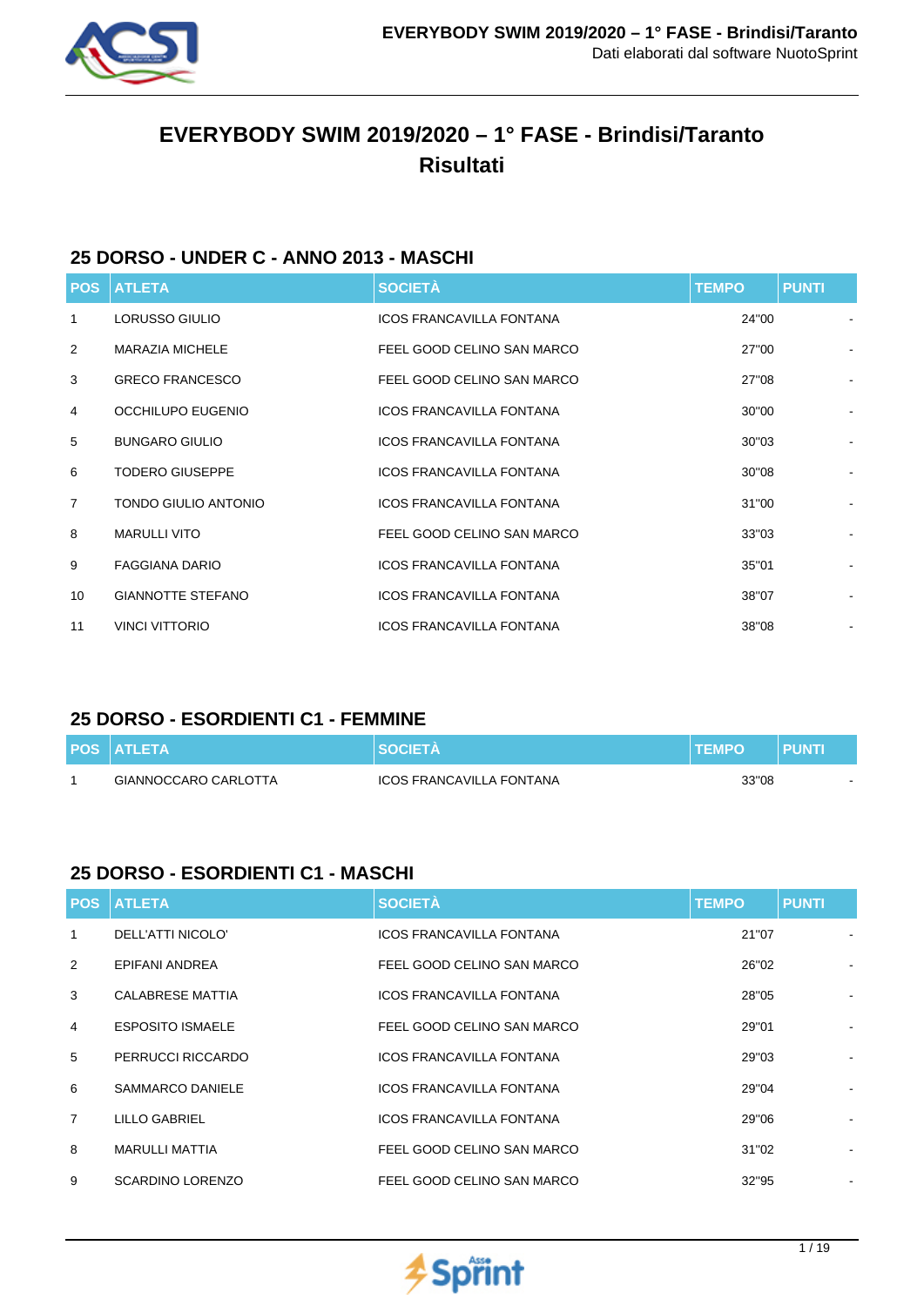# EVERYBODY SWIM 2019/2020 – 1° FASE - Brindisi/Taranto
# Risultati

## 25 DORSO - UNDER C - ANNO 2013 - MASCHI

| POS | ATLETA | SOCIETÀ | TEMPO | PUNTI |
|---|---|---|---|---|
| 1 | LORUSSO GIULIO | ICOS FRANCAVILLA FONTANA | 24"00 | - |
| 2 | MARAZIA MICHELE | FEEL GOOD CELINO SAN MARCO | 27"00 | - |
| 3 | GRECO FRANCESCO | FEEL GOOD CELINO SAN MARCO | 27"08 | - |
| 4 | OCCHILUPO EUGENIO | ICOS FRANCAVILLA FONTANA | 30"00 | - |
| 5 | BUNGARO GIULIO | ICOS FRANCAVILLA FONTANA | 30"03 | - |
| 6 | TODERO GIUSEPPE | ICOS FRANCAVILLA FONTANA | 30"08 | - |
| 7 | TONDO GIULIO ANTONIO | ICOS FRANCAVILLA FONTANA | 31"00 | - |
| 8 | MARULLI VITO | FEEL GOOD CELINO SAN MARCO | 33"03 | - |
| 9 | FAGGIANA DARIO | ICOS FRANCAVILLA FONTANA | 35"01 | - |
| 10 | GIANNOTTE STEFANO | ICOS FRANCAVILLA FONTANA | 38"07 | - |
| 11 | VINCI VITTORIO | ICOS FRANCAVILLA FONTANA | 38"08 | - |

## 25 DORSO - ESORDIENTI C1 - FEMMINE

| POS | ATLETA | SOCIETÀ | TEMPO | PUNTI |
|---|---|---|---|---|
| 1 | GIANNOCCARO CARLOTTA | ICOS FRANCAVILLA FONTANA | 33"08 | - |

## 25 DORSO - ESORDIENTI C1 - MASCHI

| POS | ATLETA | SOCIETÀ | TEMPO | PUNTI |
|---|---|---|---|---|
| 1 | DELL'ATTI NICOLO' | ICOS FRANCAVILLA FONTANA | 21"07 | - |
| 2 | EPIFANI ANDREA | FEEL GOOD CELINO SAN MARCO | 26"02 | - |
| 3 | CALABRESE MATTIA | ICOS FRANCAVILLA FONTANA | 28"05 | - |
| 4 | ESPOSITO ISMAELE | FEEL GOOD CELINO SAN MARCO | 29"01 | - |
| 5 | PERRUCCI RICCARDO | ICOS FRANCAVILLA FONTANA | 29"03 | - |
| 6 | SAMMARCO DANIELE | ICOS FRANCAVILLA FONTANA | 29"04 | - |
| 7 | LILLO GABRIEL | ICOS FRANCAVILLA FONTANA | 29"06 | - |
| 8 | MARULLI MATTIA | FEEL GOOD CELINO SAN MARCO | 31"02 | - |
| 9 | SCARDINO LORENZO | FEEL GOOD CELINO SAN MARCO | 32"95 | - |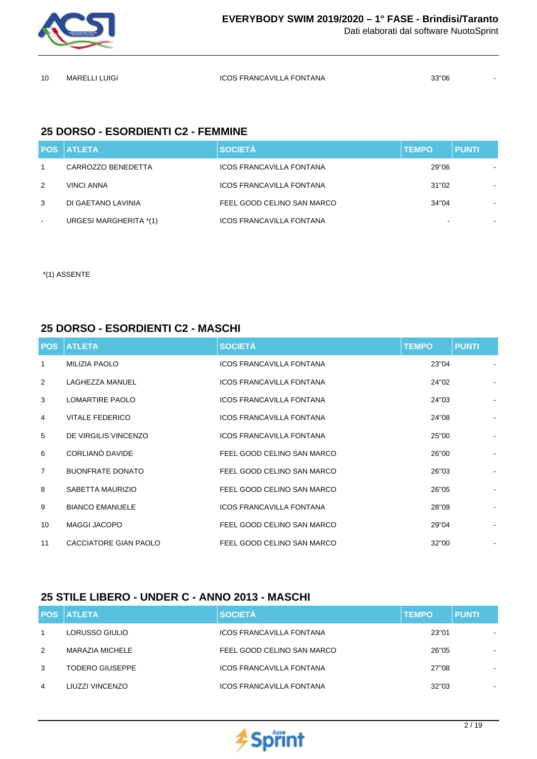| 10 | MARELLI LUIGI | ICOS FRANCAVILLA FONTANA | 33"06 | - |
|---|---|---|---|---|

## 25 DORSO - ESORDIENTI C2 - FEMMINE

| POS | ATLETA | SOCIETÀ | TEMPO | PUNTI |
|---|---|---|---|---|
| 1 | CARROZZO BENEDETTA | ICOS FRANCAVILLA FONTANA | 29"06 | - |
| 2 | VINCI ANNA | ICOS FRANCAVILLA FONTANA | 31"02 | - |
| 3 | DI GAETANO LAVINIA | FEEL GOOD CELINO SAN MARCO | 34"04 | - |
| - | URGESI MARGHERITA *(1) | ICOS FRANCAVILLA FONTANA | - | - |

*(1) ASSENTE

## 25 DORSO - ESORDIENTI C2 - MASCHI

| POS | ATLETA | SOCIETÀ | TEMPO | PUNTI |
|---|---|---|---|---|
| 1 | MILIZIA PAOLO | ICOS FRANCAVILLA FONTANA | 23"04 | - |
| 2 | LAGHEZZA MANUEL | ICOS FRANCAVILLA FONTANA | 24"02 | - |
| 3 | LOMARTIRE PAOLO | ICOS FRANCAVILLA FONTANA | 24"03 | - |
| 4 | VITALE FEDERICO | ICOS FRANCAVILLA FONTANA | 24"08 | - |
| 5 | DE VIRGILIS VINCENZO | ICOS FRANCAVILLA FONTANA | 25"00 | - |
| 6 | CORLIANÒ DAVIDE | FEEL GOOD CELINO SAN MARCO | 26"00 | - |
| 7 | BUONFRATE DONATO | FEEL GOOD CELINO SAN MARCO | 26"03 | - |
| 8 | SABETTA MAURIZIO | FEEL GOOD CELINO SAN MARCO | 26"05 | - |
| 9 | BIANCO EMANUELE | ICOS FRANCAVILLA FONTANA | 28"09 | - |
| 10 | MAGGI JACOPO | FEEL GOOD CELINO SAN MARCO | 29"04 | - |
| 11 | CACCIATORE GIAN PAOLO | FEEL GOOD CELINO SAN MARCO | 32"00 | - |

## 25 STILE LIBERO - UNDER C - ANNO 2013 - MASCHI

| POS | ATLETA | SOCIETÀ | TEMPO | PUNTI |
|---|---|---|---|---|
| 1 | LORUSSO GIULIO | ICOS FRANCAVILLA FONTANA | 23"01 | - |
| 2 | MARAZIA MICHELE | FEEL GOOD CELINO SAN MARCO | 26"05 | - |
| 3 | TODERO GIUSEPPE | ICOS FRANCAVILLA FONTANA | 27"08 | - |
| 4 | LIUZZI VINCENZO | ICOS FRANCAVILLA FONTANA | 32"03 | - |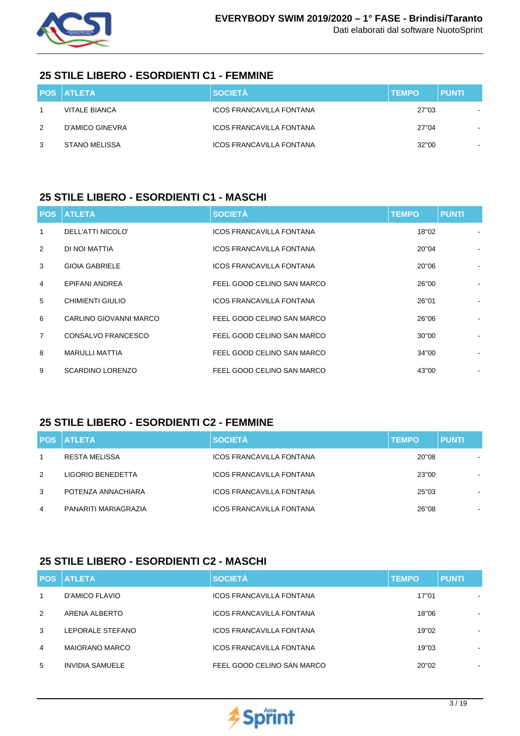## 25 STILE LIBERO - ESORDIENTI C1 - FEMMINE

| POS | ATLETA | SOCIETÀ | TEMPO | PUNTI |
|---|---|---|---|---|
| 1 | VITALE BIANCA | ICOS FRANCAVILLA FONTANA | 27"03 | - |
| 2 | D'AMICO GINEVRA | ICOS FRANCAVILLA FONTANA | 27"04 | - |
| 3 | STANO MELISSA | ICOS FRANCAVILLA FONTANA | 32"00 | - |

## 25 STILE LIBERO - ESORDIENTI C1 - MASCHI

| POS | ATLETA | SOCIETÀ | TEMPO | PUNTI |
|---|---|---|---|---|
| 1 | DELL'ATTI NICOLO' | ICOS FRANCAVILLA FONTANA | 18"02 | - |
| 2 | DI NOI MATTIA | ICOS FRANCAVILLA FONTANA | 20"04 | - |
| 3 | GIOIA GABRIELE | ICOS FRANCAVILLA FONTANA | 20"06 | - |
| 4 | EPIFANI ANDREA | FEEL GOOD CELINO SAN MARCO | 26"00 | - |
| 5 | CHIMIENTI GIULIO | ICOS FRANCAVILLA FONTANA | 26"01 | - |
| 6 | CARLINO GIOVANNI MARCO | FEEL GOOD CELINO SAN MARCO | 26"06 | - |
| 7 | CONSALVO FRANCESCO | FEEL GOOD CELINO SAN MARCO | 30"00 | - |
| 8 | MARULLI MATTIA | FEEL GOOD CELINO SAN MARCO | 34"00 | - |
| 9 | SCARDINO LORENZO | FEEL GOOD CELINO SAN MARCO | 43"00 | - |

## 25 STILE LIBERO - ESORDIENTI C2 - FEMMINE

| POS | ATLETA | SOCIETÀ | TEMPO | PUNTI |
|---|---|---|---|---|
| 1 | RESTA MELISSA | ICOS FRANCAVILLA FONTANA | 20"08 | - |
| 2 | LIGORIO BENEDETTA | ICOS FRANCAVILLA FONTANA | 23"00 | - |
| 3 | POTENZA ANNACHIARA | ICOS FRANCAVILLA FONTANA | 25"03 | - |
| 4 | PANARITI MARIAGRAZIA | ICOS FRANCAVILLA FONTANA | 26"08 | - |

## 25 STILE LIBERO - ESORDIENTI C2 - MASCHI

| POS | ATLETA | SOCIETÀ | TEMPO | PUNTI |
|---|---|---|---|---|
| 1 | D'AMICO FLAVIO | ICOS FRANCAVILLA FONTANA | 17"01 | - |
| 2 | ARENA ALBERTO | ICOS FRANCAVILLA FONTANA | 18"06 | - |
| 3 | LEPORALE STEFANO | ICOS FRANCAVILLA FONTANA | 19"02 | - |
| 4 | MAIORANO MARCO | ICOS FRANCAVILLA FONTANA | 19"03 | - |
| 5 | INVIDIA SAMUELE | FEEL GOOD CELINO SAN MARCO | 20"02 | - |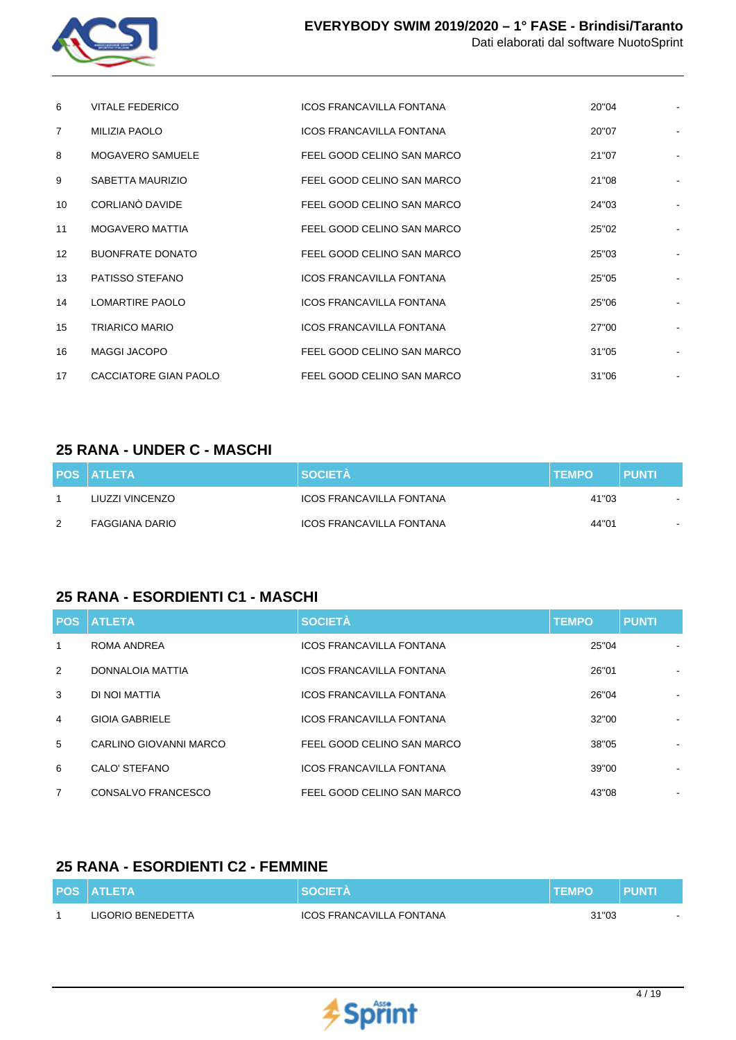| POS | ATLETA | SOCIETÀ | TEMPO | PUNTI |
|---|---|---|---|---|
| 6 | VITALE FEDERICO | ICOS FRANCAVILLA FONTANA | 20"04 | - |
| 7 | MILIZIA PAOLO | ICOS FRANCAVILLA FONTANA | 20"07 | - |
| 8 | MOGAVERO SAMUELE | FEEL GOOD CELINO SAN MARCO | 21"07 | - |
| 9 | SABETTA MAURIZIO | FEEL GOOD CELINO SAN MARCO | 21"08 | - |
| 10 | CORLIANÒ DAVIDE | FEEL GOOD CELINO SAN MARCO | 24"03 | - |
| 11 | MOGAVERO MATTIA | FEEL GOOD CELINO SAN MARCO | 25"02 | - |
| 12 | BUONFRATE DONATO | FEEL GOOD CELINO SAN MARCO | 25"03 | - |
| 13 | PATISSO STEFANO | ICOS FRANCAVILLA FONTANA | 25"05 | - |
| 14 | LOMARTIRE PAOLO | ICOS FRANCAVILLA FONTANA | 25"06 | - |
| 15 | TRIARICO MARIO | ICOS FRANCAVILLA FONTANA | 27"00 | - |
| 16 | MAGGI JACOPO | FEEL GOOD CELINO SAN MARCO | 31"05 | - |
| 17 | CACCIATORE GIAN PAOLO | FEEL GOOD CELINO SAN MARCO | 31"06 | - |

## 25 RANA - UNDER C - MASCHI

| POS | ATLETA | SOCIETÀ | TEMPO | PUNTI |
|---|---|---|---|---|
| 1 | LIUZZI VINCENZO | ICOS FRANCAVILLA FONTANA | 41"03 | - |
| 2 | FAGGIANA DARIO | ICOS FRANCAVILLA FONTANA | 44"01 | - |

## 25 RANA - ESORDIENTI C1 - MASCHI

| POS | ATLETA | SOCIETÀ | TEMPO | PUNTI |
|---|---|---|---|---|
| 1 | ROMA ANDREA | ICOS FRANCAVILLA FONTANA | 25"04 | - |
| 2 | DONNALOIA MATTIA | ICOS FRANCAVILLA FONTANA | 26"01 | - |
| 3 | DI NOI MATTIA | ICOS FRANCAVILLA FONTANA | 26"04 | - |
| 4 | GIOIA GABRIELE | ICOS FRANCAVILLA FONTANA | 32"00 | - |
| 5 | CARLINO GIOVANNI MARCO | FEEL GOOD CELINO SAN MARCO | 38"05 | - |
| 6 | CALO' STEFANO | ICOS FRANCAVILLA FONTANA | 39"00 | - |
| 7 | CONSALVO FRANCESCO | FEEL GOOD CELINO SAN MARCO | 43"08 | - |

## 25 RANA - ESORDIENTI C2 - FEMMINE

| POS | ATLETA | SOCIETÀ | TEMPO | PUNTI |
|---|---|---|---|---|
| 1 | LIGORIO BENEDETTA | ICOS FRANCAVILLA FONTANA | 31"03 | - |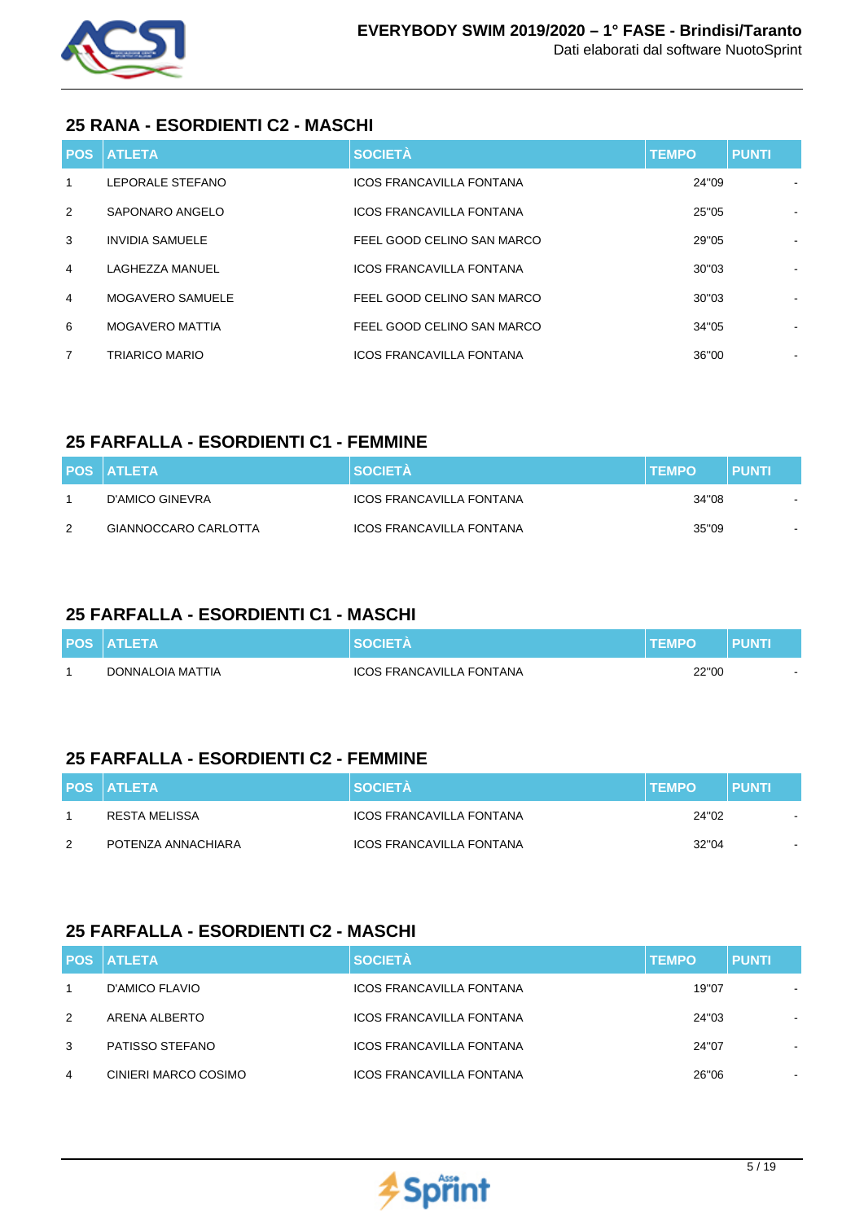## 25 RANA - ESORDIENTI C2 - MASCHI

| POS | ATLETA | SOCIETÀ | TEMPO | PUNTI |
|---|---|---|---|---|
| 1 | LEPORALE STEFANO | ICOS FRANCAVILLA FONTANA | 24"09 | - |
| 2 | SAPONARO ANGELO | ICOS FRANCAVILLA FONTANA | 25"05 | - |
| 3 | INVIDIA SAMUELE | FEEL GOOD CELINO SAN MARCO | 29"05 | - |
| 4 | LAGHEZZA MANUEL | ICOS FRANCAVILLA FONTANA | 30"03 | - |
| 4 | MOGAVERO SAMUELE | FEEL GOOD CELINO SAN MARCO | 30"03 | - |
| 6 | MOGAVERO MATTIA | FEEL GOOD CELINO SAN MARCO | 34"05 | - |
| 7 | TRIARICO MARIO | ICOS FRANCAVILLA FONTANA | 36"00 | - |

## 25 FARFALLA - ESORDIENTI C1 - FEMMINE

| POS | ATLETA | SOCIETÀ | TEMPO | PUNTI |
|---|---|---|---|---|
| 1 | D'AMICO GINEVRA | ICOS FRANCAVILLA FONTANA | 34"08 | - |
| 2 | GIANNOCCARO CARLOTTA | ICOS FRANCAVILLA FONTANA | 35"09 | - |

## 25 FARFALLA - ESORDIENTI C1 - MASCHI

| POS | ATLETA | SOCIETÀ | TEMPO | PUNTI |
|---|---|---|---|---|
| 1 | DONNALOIA MATTIA | ICOS FRANCAVILLA FONTANA | 22"00 | - |

## 25 FARFALLA - ESORDIENTI C2 - FEMMINE

| POS | ATLETA | SOCIETÀ | TEMPO | PUNTI |
|---|---|---|---|---|
| 1 | RESTA MELISSA | ICOS FRANCAVILLA FONTANA | 24"02 | - |
| 2 | POTENZA ANNACHIARA | ICOS FRANCAVILLA FONTANA | 32"04 | - |

## 25 FARFALLA - ESORDIENTI C2 - MASCHI

| POS | ATLETA | SOCIETÀ | TEMPO | PUNTI |
|---|---|---|---|---|
| 1 | D'AMICO FLAVIO | ICOS FRANCAVILLA FONTANA | 19"07 | - |
| 2 | ARENA ALBERTO | ICOS FRANCAVILLA FONTANA | 24"03 | - |
| 3 | PATISSO STEFANO | ICOS FRANCAVILLA FONTANA | 24"07 | - |
| 4 | CINIERI MARCO COSIMO | ICOS FRANCAVILLA FONTANA | 26"06 | - |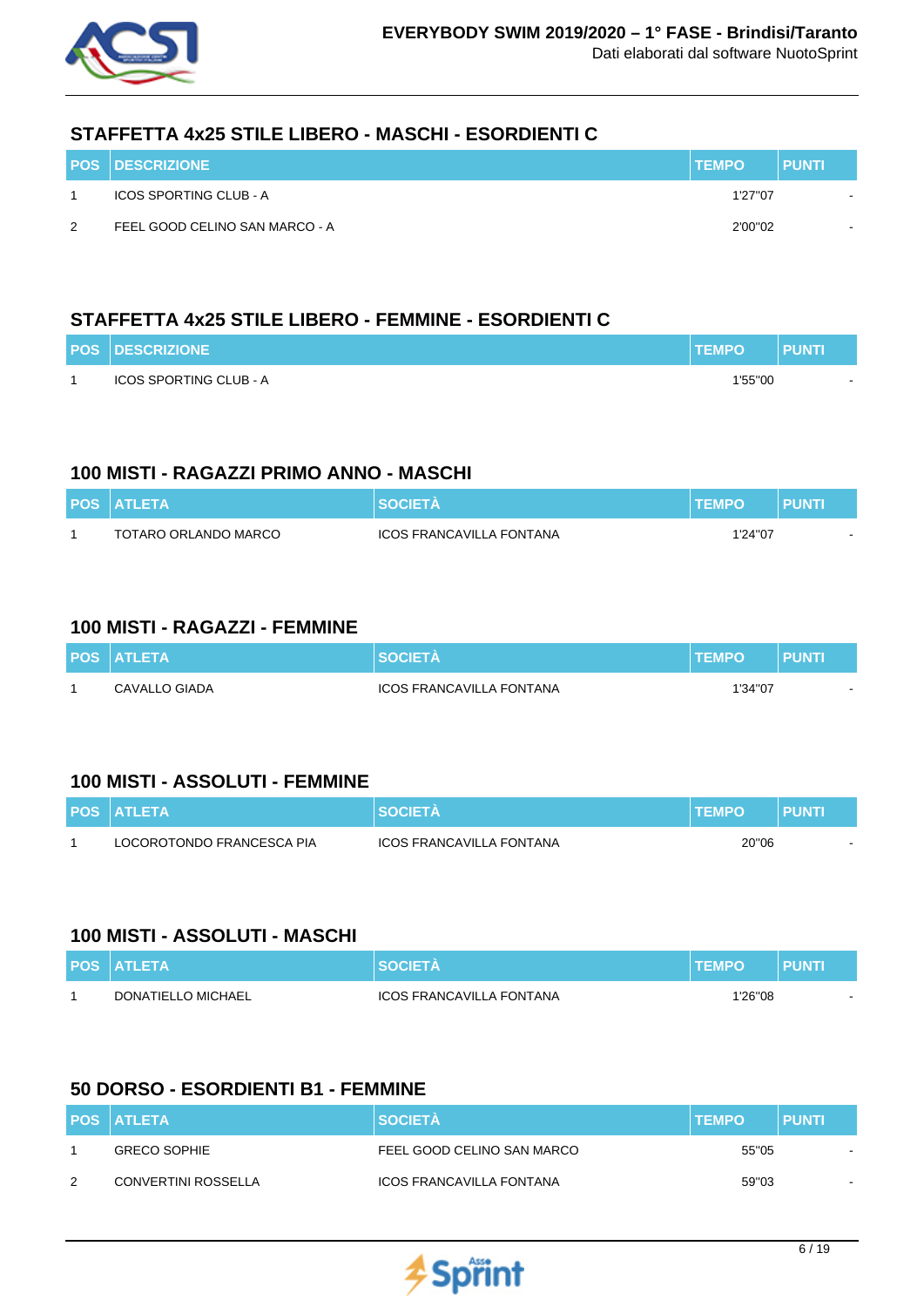## STAFFETTA 4x25 STILE LIBERO - MASCHI - ESORDIENTI C

| POS | DESCRIZIONE | TEMPO | PUNTI |
|---|---|---|---|
| 1 | ICOS SPORTING CLUB - A | 1'27"07 | - |
| 2 | FEEL GOOD CELINO SAN MARCO - A | 2'00"02 | - |

## STAFFETTA 4x25 STILE LIBERO - FEMMINE - ESORDIENTI C

| POS | DESCRIZIONE | TEMPO | PUNTI |
|---|---|---|---|
| 1 | ICOS SPORTING CLUB - A | 1'55"00 | - |

## 100 MISTI - RAGAZZI PRIMO ANNO - MASCHI

| POS | ATLETA | SOCIETÀ | TEMPO | PUNTI |
|---|---|---|---|---|
| 1 | TOTARO ORLANDO MARCO | ICOS FRANCAVILLA FONTANA | 1'24"07 | - |

## 100 MISTI - RAGAZZI - FEMMINE

| POS | ATLETA | SOCIETÀ | TEMPO | PUNTI |
|---|---|---|---|---|
| 1 | CAVALLO GIADA | ICOS FRANCAVILLA FONTANA | 1'34"07 | - |

## 100 MISTI - ASSOLUTI - FEMMINE

| POS | ATLETA | SOCIETÀ | TEMPO | PUNTI |
|---|---|---|---|---|
| 1 | LOCOROTONDO FRANCESCA PIA | ICOS FRANCAVILLA FONTANA | 20"06 | - |

## 100 MISTI - ASSOLUTI - MASCHI

| POS | ATLETA | SOCIETÀ | TEMPO | PUNTI |
|---|---|---|---|---|
| 1 | DONATIELLO MICHAEL | ICOS FRANCAVILLA FONTANA | 1'26"08 | - |

## 50 DORSO - ESORDIENTI B1 - FEMMINE

| POS | ATLETA | SOCIETÀ | TEMPO | PUNTI |
|---|---|---|---|---|
| 1 | GRECO SOPHIE | FEEL GOOD CELINO SAN MARCO | 55"05 | - |
| 2 | CONVERTINI ROSSELLA | ICOS FRANCAVILLA FONTANA | 59"03 | - |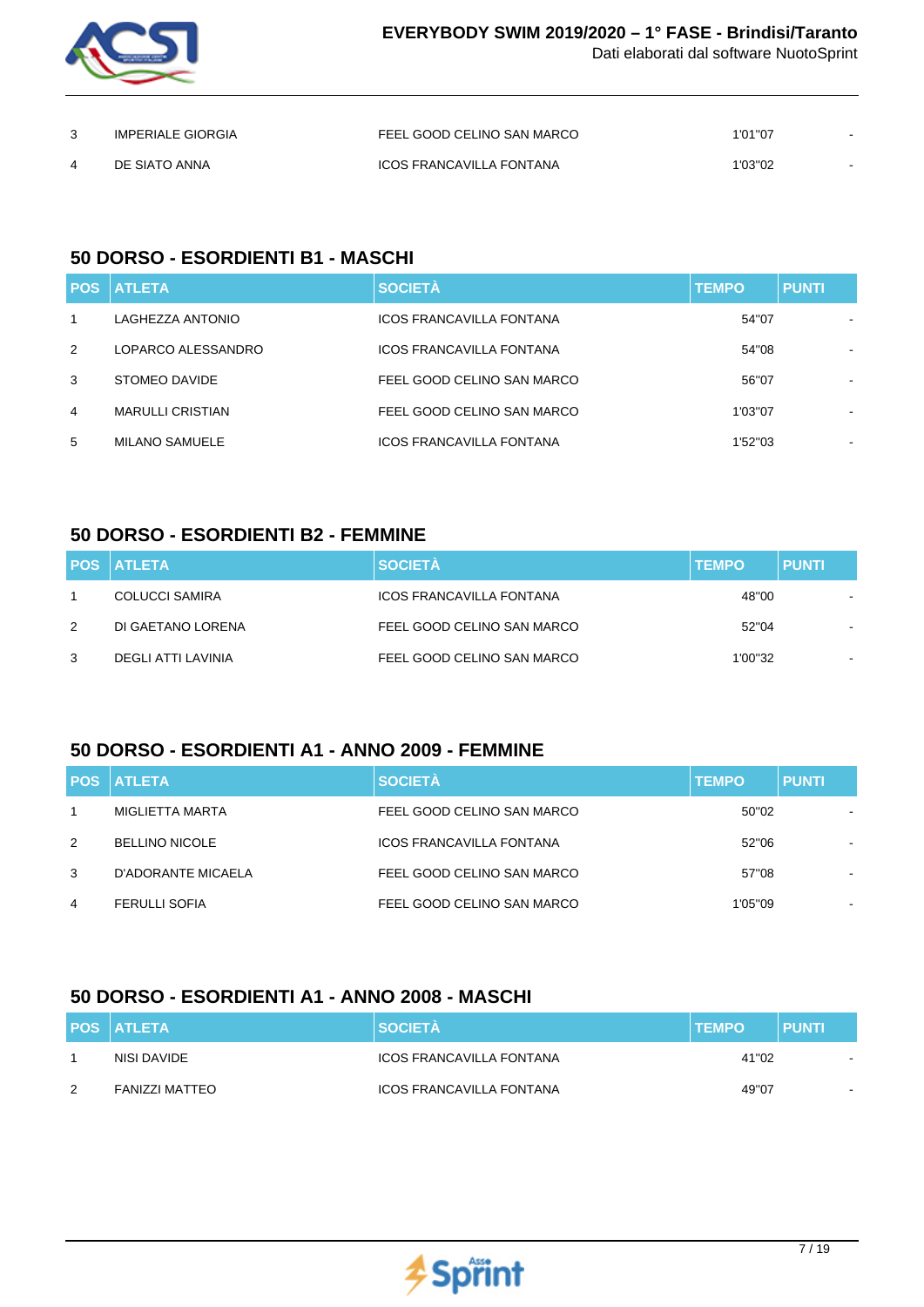| POS | ATLETA | SOCIETÀ | TEMPO | PUNTI |
|---|---|---|---|---|
| 3 | IMPERIALE GIORGIA | FEEL GOOD CELINO SAN MARCO | 1'01"07 | - |
| 4 | DE SIATO ANNA | ICOS FRANCAVILLA FONTANA | 1'03"02 | - |

## 50 DORSO - ESORDIENTI B1 - MASCHI

| POS | ATLETA | SOCIETÀ | TEMPO | PUNTI |
|---|---|---|---|---|
| 1 | LAGHEZZA ANTONIO | ICOS FRANCAVILLA FONTANA | 54"07 | - |
| 2 | LOPARCO ALESSANDRO | ICOS FRANCAVILLA FONTANA | 54"08 | - |
| 3 | STOMEO DAVIDE | FEEL GOOD CELINO SAN MARCO | 56"07 | - |
| 4 | MARULLI CRISTIAN | FEEL GOOD CELINO SAN MARCO | 1'03"07 | - |
| 5 | MILANO SAMUELE | ICOS FRANCAVILLA FONTANA | 1'52"03 | - |

## 50 DORSO - ESORDIENTI B2 - FEMMINE

| POS | ATLETA | SOCIETÀ | TEMPO | PUNTI |
|---|---|---|---|---|
| 1 | COLUCCI SAMIRA | ICOS FRANCAVILLA FONTANA | 48"00 | - |
| 2 | DI GAETANO LORENA | FEEL GOOD CELINO SAN MARCO | 52"04 | - |
| 3 | DEGLI ATTI LAVINIA | FEEL GOOD CELINO SAN MARCO | 1'00"32 | - |

## 50 DORSO - ESORDIENTI A1 - ANNO 2009 - FEMMINE

| POS | ATLETA | SOCIETÀ | TEMPO | PUNTI |
|---|---|---|---|---|
| 1 | MIGLIETTA MARTA | FEEL GOOD CELINO SAN MARCO | 50"02 | - |
| 2 | BELLINO NICOLE | ICOS FRANCAVILLA FONTANA | 52"06 | - |
| 3 | D'ADORANTE MICAELA | FEEL GOOD CELINO SAN MARCO | 57"08 | - |
| 4 | FERULLI SOFIA | FEEL GOOD CELINO SAN MARCO | 1'05"09 | - |

## 50 DORSO - ESORDIENTI A1 - ANNO 2008 - MASCHI

| POS | ATLETA | SOCIETÀ | TEMPO | PUNTI |
|---|---|---|---|---|
| 1 | NISI DAVIDE | ICOS FRANCAVILLA FONTANA | 41"02 | - |
| 2 | FANIZZI MATTEO | ICOS FRANCAVILLA FONTANA | 49"07 | - |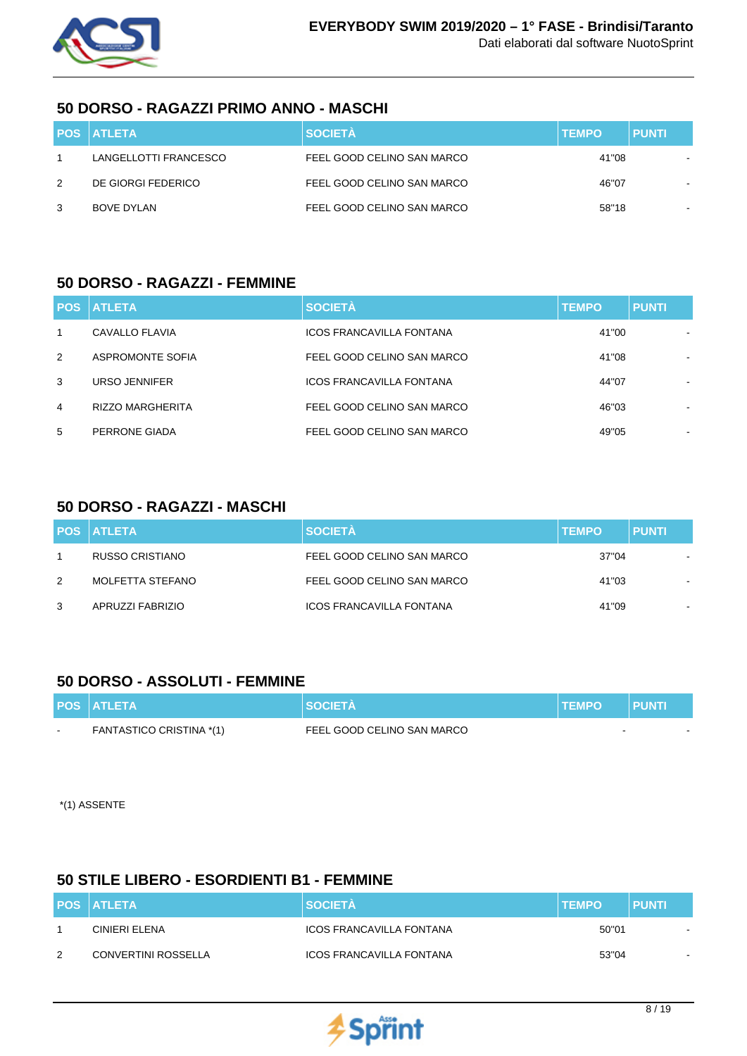## 50 DORSO - RAGAZZI PRIMO ANNO - MASCHI

| POS | ATLETA | SOCIETÀ | TEMPO | PUNTI |
|---|---|---|---|---|
| 1 | LANGELLOTTI FRANCESCO | FEEL GOOD CELINO SAN MARCO | 41"08 | - |
| 2 | DE GIORGI FEDERICO | FEEL GOOD CELINO SAN MARCO | 46"07 | - |
| 3 | BOVE DYLAN | FEEL GOOD CELINO SAN MARCO | 58"18 | - |

## 50 DORSO - RAGAZZI - FEMMINE

| POS | ATLETA | SOCIETÀ | TEMPO | PUNTI |
|---|---|---|---|---|
| 1 | CAVALLO FLAVIA | ICOS FRANCAVILLA FONTANA | 41"00 | - |
| 2 | ASPROMONTE SOFIA | FEEL GOOD CELINO SAN MARCO | 41"08 | - |
| 3 | URSO JENNIFER | ICOS FRANCAVILLA FONTANA | 44"07 | - |
| 4 | RIZZO MARGHERITA | FEEL GOOD CELINO SAN MARCO | 46"03 | - |
| 5 | PERRONE GIADA | FEEL GOOD CELINO SAN MARCO | 49"05 | - |

## 50 DORSO - RAGAZZI - MASCHI

| POS | ATLETA | SOCIETÀ | TEMPO | PUNTI |
|---|---|---|---|---|
| 1 | RUSSO CRISTIANO | FEEL GOOD CELINO SAN MARCO | 37"04 | - |
| 2 | MOLFETTA STEFANO | FEEL GOOD CELINO SAN MARCO | 41"03 | - |
| 3 | APRUZZI FABRIZIO | ICOS FRANCAVILLA FONTANA | 41"09 | - |

## 50 DORSO - ASSOLUTI - FEMMINE

| POS | ATLETA | SOCIETÀ | TEMPO | PUNTI |
|---|---|---|---|---|
| - | FANTASTICO CRISTINA *(1) | FEEL GOOD CELINO SAN MARCO | - | - |

*(1) ASSENTE

## 50 STILE LIBERO - ESORDIENTI B1 - FEMMINE

| POS | ATLETA | SOCIETÀ | TEMPO | PUNTI |
|---|---|---|---|---|
| 1 | CINIERI ELENA | ICOS FRANCAVILLA FONTANA | 50"01 | - |
| 2 | CONVERTINI ROSSELLA | ICOS FRANCAVILLA FONTANA | 53"04 | - |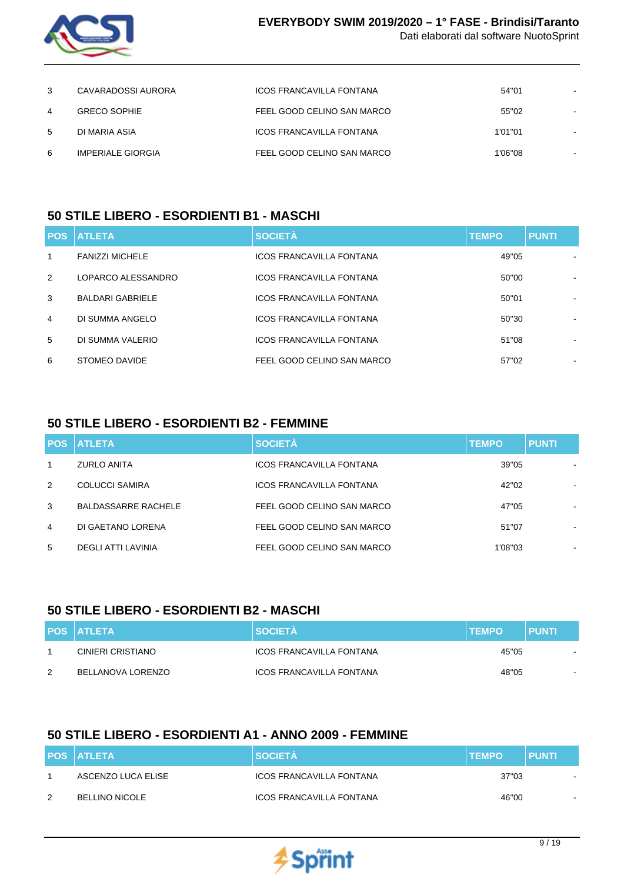| 3 | CAVARADOSSI AURORA | ICOS FRANCAVILLA FONTANA | 54"01 | - |
|---|---|---|---|---|
| 4 | GRECO SOPHIE | FEEL GOOD CELINO SAN MARCO | 55"02 | - |
| 5 | DI MARIA ASIA | ICOS FRANCAVILLA FONTANA | 1'01"01 | - |
| 6 | IMPERIALE GIORGIA | FEEL GOOD CELINO SAN MARCO | 1'06"08 | - |

## 50 STILE LIBERO - ESORDIENTI B1 - MASCHI

| POS | ATLETA | SOCIETÀ | TEMPO | PUNTI |
|---|---|---|---|---|
| 1 | FANIZZI MICHELE | ICOS FRANCAVILLA FONTANA | 49"05 | - |
| 2 | LOPARCO ALESSANDRO | ICOS FRANCAVILLA FONTANA | 50"00 | - |
| 3 | BALDARI GABRIELE | ICOS FRANCAVILLA FONTANA | 50"01 | - |
| 4 | DI SUMMA ANGELO | ICOS FRANCAVILLA FONTANA | 50"30 | - |
| 5 | DI SUMMA VALERIO | ICOS FRANCAVILLA FONTANA | 51"08 | - |
| 6 | STOMEO DAVIDE | FEEL GOOD CELINO SAN MARCO | 57"02 | - |

## 50 STILE LIBERO - ESORDIENTI B2 - FEMMINE

| POS | ATLETA | SOCIETÀ | TEMPO | PUNTI |
|---|---|---|---|---|
| 1 | ZURLO ANITA | ICOS FRANCAVILLA FONTANA | 39"05 | - |
| 2 | COLUCCI SAMIRA | ICOS FRANCAVILLA FONTANA | 42"02 | - |
| 3 | BALDASSARRE RACHELE | FEEL GOOD CELINO SAN MARCO | 47"05 | - |
| 4 | DI GAETANO LORENA | FEEL GOOD CELINO SAN MARCO | 51"07 | - |
| 5 | DEGLI ATTI LAVINIA | FEEL GOOD CELINO SAN MARCO | 1'08"03 | - |

## 50 STILE LIBERO - ESORDIENTI B2 - MASCHI

| POS | ATLETA | SOCIETÀ | TEMPO | PUNTI |
|---|---|---|---|---|
| 1 | CINIERI CRISTIANO | ICOS FRANCAVILLA FONTANA | 45"05 | - |
| 2 | BELLANOVA LORENZO | ICOS FRANCAVILLA FONTANA | 48"05 | - |

## 50 STILE LIBERO - ESORDIENTI A1 - ANNO 2009 - FEMMINE

| POS | ATLETA | SOCIETÀ | TEMPO | PUNTI |
|---|---|---|---|---|
| 1 | ASCENZO LUCA ELISE | ICOS FRANCAVILLA FONTANA | 37"03 | - |
| 2 | BELLINO NICOLE | ICOS FRANCAVILLA FONTANA | 46"00 | - |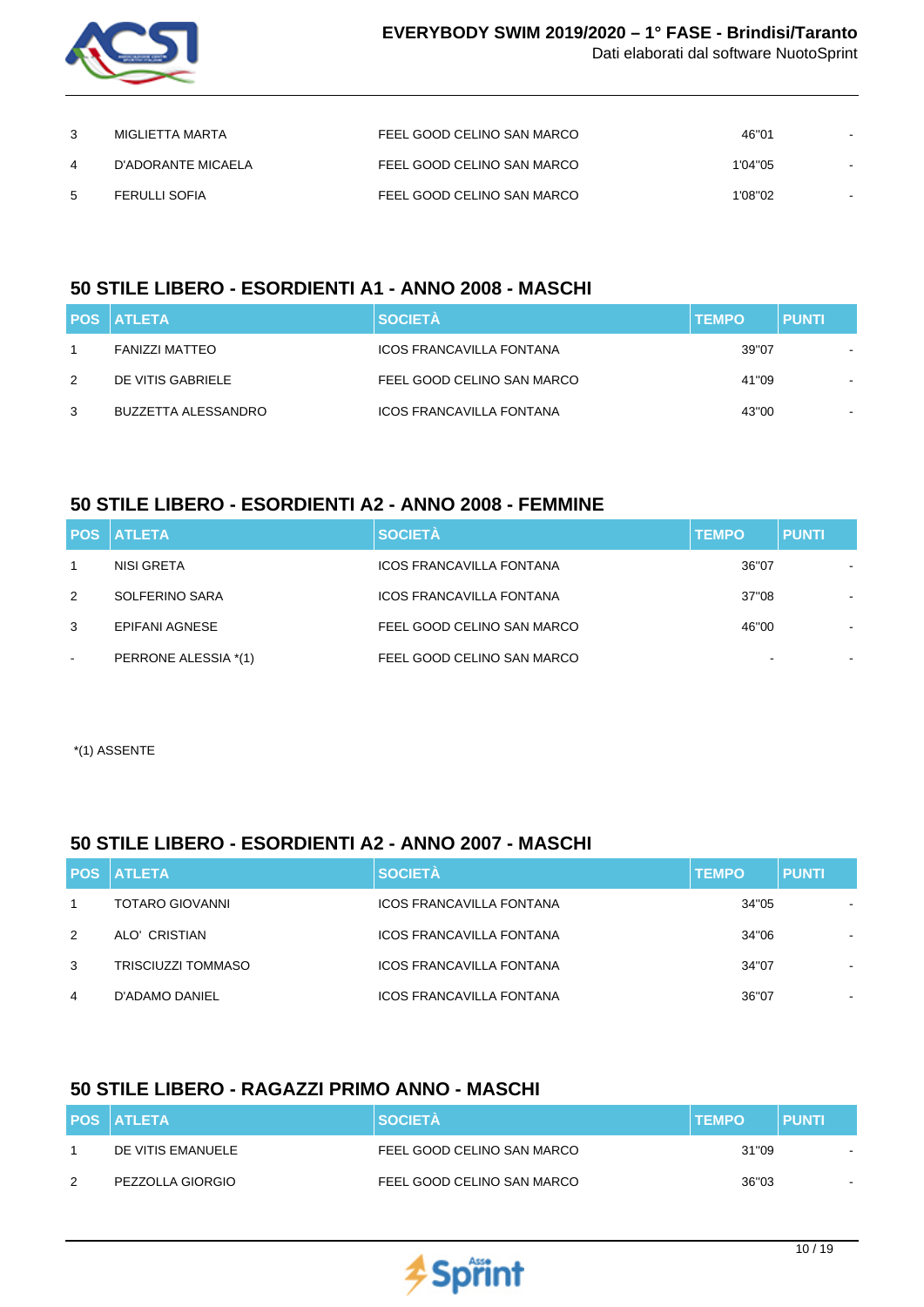| 3 | MIGLIETTA MARTA | FEEL GOOD CELINO SAN MARCO | 46"01 | - |
|---|---|---|---|---|
| 4 | D'ADORANTE MICAELA | FEEL GOOD CELINO SAN MARCO | 1'04"05 | - |
| 5 | FERULLI SOFIA | FEEL GOOD CELINO SAN MARCO | 1'08"02 | - |

## 50 STILE LIBERO - ESORDIENTI A1 - ANNO 2008 - MASCHI

| POS | ATLETA | SOCIETÀ | TEMPO | PUNTI |
|---|---|---|---|---|
| 1 | FANIZZI MATTEO | ICOS FRANCAVILLA FONTANA | 39"07 | - |
| 2 | DE VITIS GABRIELE | FEEL GOOD CELINO SAN MARCO | 41"09 | - |
| 3 | BUZZETTA ALESSANDRO | ICOS FRANCAVILLA FONTANA | 43"00 | - |

## 50 STILE LIBERO - ESORDIENTI A2 - ANNO 2008 - FEMMINE

| POS | ATLETA | SOCIETÀ | TEMPO | PUNTI |
|---|---|---|---|---|
| 1 | NISI GRETA | ICOS FRANCAVILLA FONTANA | 36"07 | - |
| 2 | SOLFERINO SARA | ICOS FRANCAVILLA FONTANA | 37"08 | - |
| 3 | EPIFANI AGNESE | FEEL GOOD CELINO SAN MARCO | 46"00 | - |
| - | PERRONE ALESSIA *(1) | FEEL GOOD CELINO SAN MARCO | - | - |

*(1) ASSENTE

## 50 STILE LIBERO - ESORDIENTI A2 - ANNO 2007 - MASCHI

| POS | ATLETA | SOCIETÀ | TEMPO | PUNTI |
|---|---|---|---|---|
| 1 | TOTARO GIOVANNI | ICOS FRANCAVILLA FONTANA | 34"05 | - |
| 2 | ALO' CRISTIAN | ICOS FRANCAVILLA FONTANA | 34"06 | - |
| 3 | TRISCIUZZI TOMMASO | ICOS FRANCAVILLA FONTANA | 34"07 | - |
| 4 | D'ADAMO DANIEL | ICOS FRANCAVILLA FONTANA | 36"07 | - |

## 50 STILE LIBERO - RAGAZZI PRIMO ANNO - MASCHI

| POS | ATLETA | SOCIETÀ | TEMPO | PUNTI |
|---|---|---|---|---|
| 1 | DE VITIS EMANUELE | FEEL GOOD CELINO SAN MARCO | 31"09 | - |
| 2 | PEZZOLLA GIORGIO | FEEL GOOD CELINO SAN MARCO | 36"03 | - |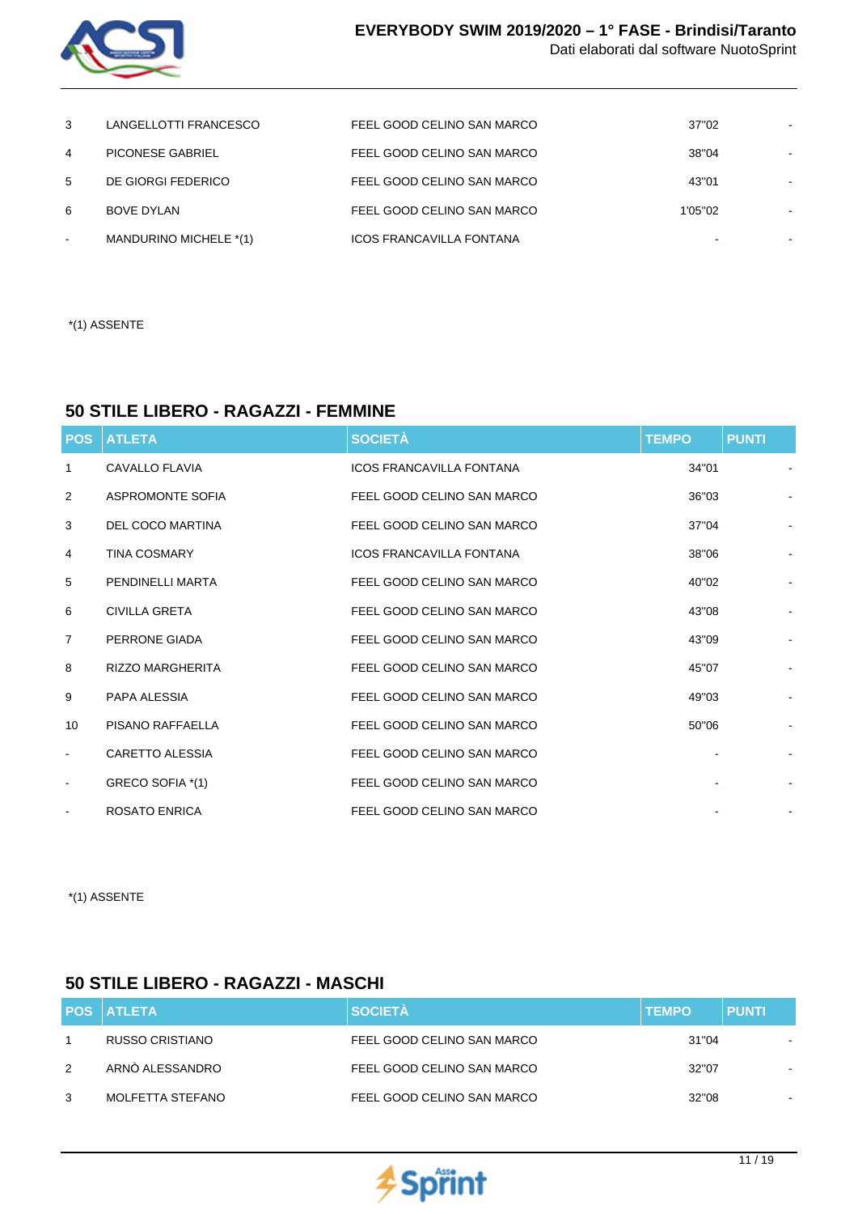| POS | ATLETA | SOCIETÀ | TEMPO | PUNTI |
| --- | --- | --- | --- | --- |
| 3 | LANGELLOTTI FRANCESCO | FEEL GOOD CELINO SAN MARCO | 37"02 | - |
| 4 | PICONESE GABRIEL | FEEL GOOD CELINO SAN MARCO | 38"04 | - |
| 5 | DE GIORGI FEDERICO | FEEL GOOD CELINO SAN MARCO | 43"01 | - |
| 6 | BOVE DYLAN | FEEL GOOD CELINO SAN MARCO | 1'05"02 | - |
| - | MANDURINO MICHELE *(1) | ICOS FRANCAVILLA FONTANA | - | - |

*(1) ASSENTE

## 50 STILE LIBERO - RAGAZZI - FEMMINE

| POS | ATLETA | SOCIETÀ | TEMPO | PUNTI |
| --- | --- | --- | --- | --- |
| 1 | CAVALLO FLAVIA | ICOS FRANCAVILLA FONTANA | 34"01 | - |
| 2 | ASPROMONTE SOFIA | FEEL GOOD CELINO SAN MARCO | 36"03 | - |
| 3 | DEL COCO MARTINA | FEEL GOOD CELINO SAN MARCO | 37"04 | - |
| 4 | TINA COSMARY | ICOS FRANCAVILLA FONTANA | 38"06 | - |
| 5 | PENDINELLI MARTA | FEEL GOOD CELINO SAN MARCO | 40"02 | - |
| 6 | CIVILLA GRETA | FEEL GOOD CELINO SAN MARCO | 43"08 | - |
| 7 | PERRONE GIADA | FEEL GOOD CELINO SAN MARCO | 43"09 | - |
| 8 | RIZZO MARGHERITA | FEEL GOOD CELINO SAN MARCO | 45"07 | - |
| 9 | PAPA ALESSIA | FEEL GOOD CELINO SAN MARCO | 49"03 | - |
| 10 | PISANO RAFFAELLA | FEEL GOOD CELINO SAN MARCO | 50"06 | - |
| - | CARETTO ALESSIA | FEEL GOOD CELINO SAN MARCO | - | - |
| - | GRECO SOFIA *(1) | FEEL GOOD CELINO SAN MARCO | - | - |
| - | ROSATO ENRICA | FEEL GOOD CELINO SAN MARCO | - | - |

*(1) ASSENTE

## 50 STILE LIBERO - RAGAZZI - MASCHI

| POS | ATLETA | SOCIETÀ | TEMPO | PUNTI |
| --- | --- | --- | --- | --- |
| 1 | RUSSO CRISTIANO | FEEL GOOD CELINO SAN MARCO | 31"04 | - |
| 2 | ARNÒ ALESSANDRO | FEEL GOOD CELINO SAN MARCO | 32"07 | - |
| 3 | MOLFETTA STEFANO | FEEL GOOD CELINO SAN MARCO | 32"08 | - |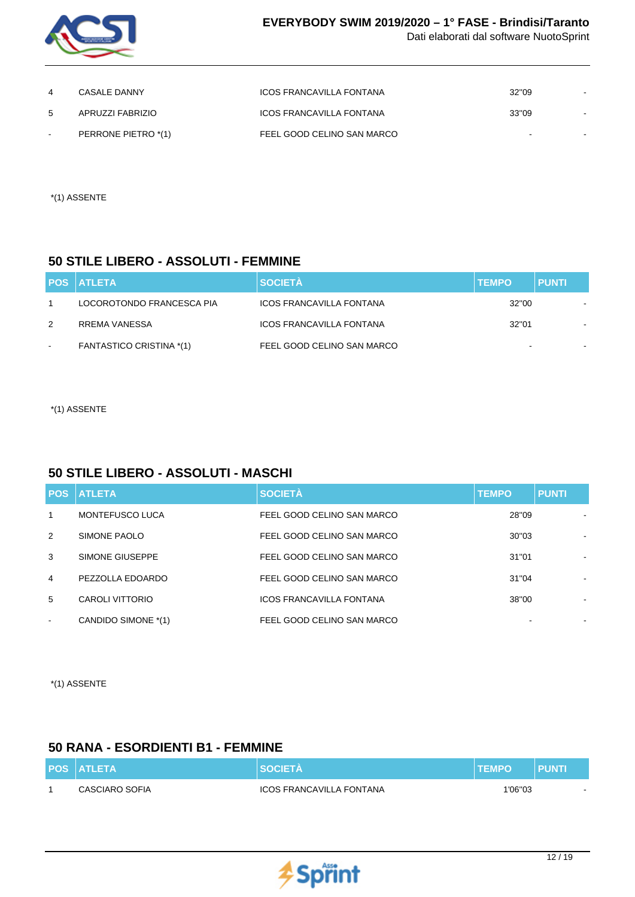| POS | ATLETA | SOCIETÀ | TEMPO | PUNTI |
|---|---|---|---|---|
| 4 | CASALE DANNY | ICOS FRANCAVILLA FONTANA | 32"09 | - |
| 5 | APRUZZI FABRIZIO | ICOS FRANCAVILLA FONTANA | 33"09 | - |
| - | PERRONE PIETRO *(1) | FEEL GOOD CELINO SAN MARCO | - | - |

*(1) ASSENTE

## 50 STILE LIBERO - ASSOLUTI - FEMMINE

| POS | ATLETA | SOCIETÀ | TEMPO | PUNTI |
|---|---|---|---|---|
| 1 | LOCOROTONDO FRANCESCA PIA | ICOS FRANCAVILLA FONTANA | 32"00 | - |
| 2 | RREMA VANESSA | ICOS FRANCAVILLA FONTANA | 32"01 | - |
| - | FANTASTICO CRISTINA *(1) | FEEL GOOD CELINO SAN MARCO | - | - |

*(1) ASSENTE

## 50 STILE LIBERO - ASSOLUTI - MASCHI

| POS | ATLETA | SOCIETÀ | TEMPO | PUNTI |
|---|---|---|---|---|
| 1 | MONTEFUSCO LUCA | FEEL GOOD CELINO SAN MARCO | 28"09 | - |
| 2 | SIMONE PAOLO | FEEL GOOD CELINO SAN MARCO | 30"03 | - |
| 3 | SIMONE GIUSEPPE | FEEL GOOD CELINO SAN MARCO | 31"01 | - |
| 4 | PEZZOLLA EDOARDO | FEEL GOOD CELINO SAN MARCO | 31"04 | - |
| 5 | CAROLI VITTORIO | ICOS FRANCAVILLA FONTANA | 38"00 | - |
| - | CANDIDO SIMONE *(1) | FEEL GOOD CELINO SAN MARCO | - | - |

*(1) ASSENTE

## 50 RANA - ESORDIENTI B1 - FEMMINE

| POS | ATLETA | SOCIETÀ | TEMPO | PUNTI |
|---|---|---|---|---|
| 1 | CASCIARO SOFIA | ICOS FRANCAVILLA FONTANA | 1'06"03 | - |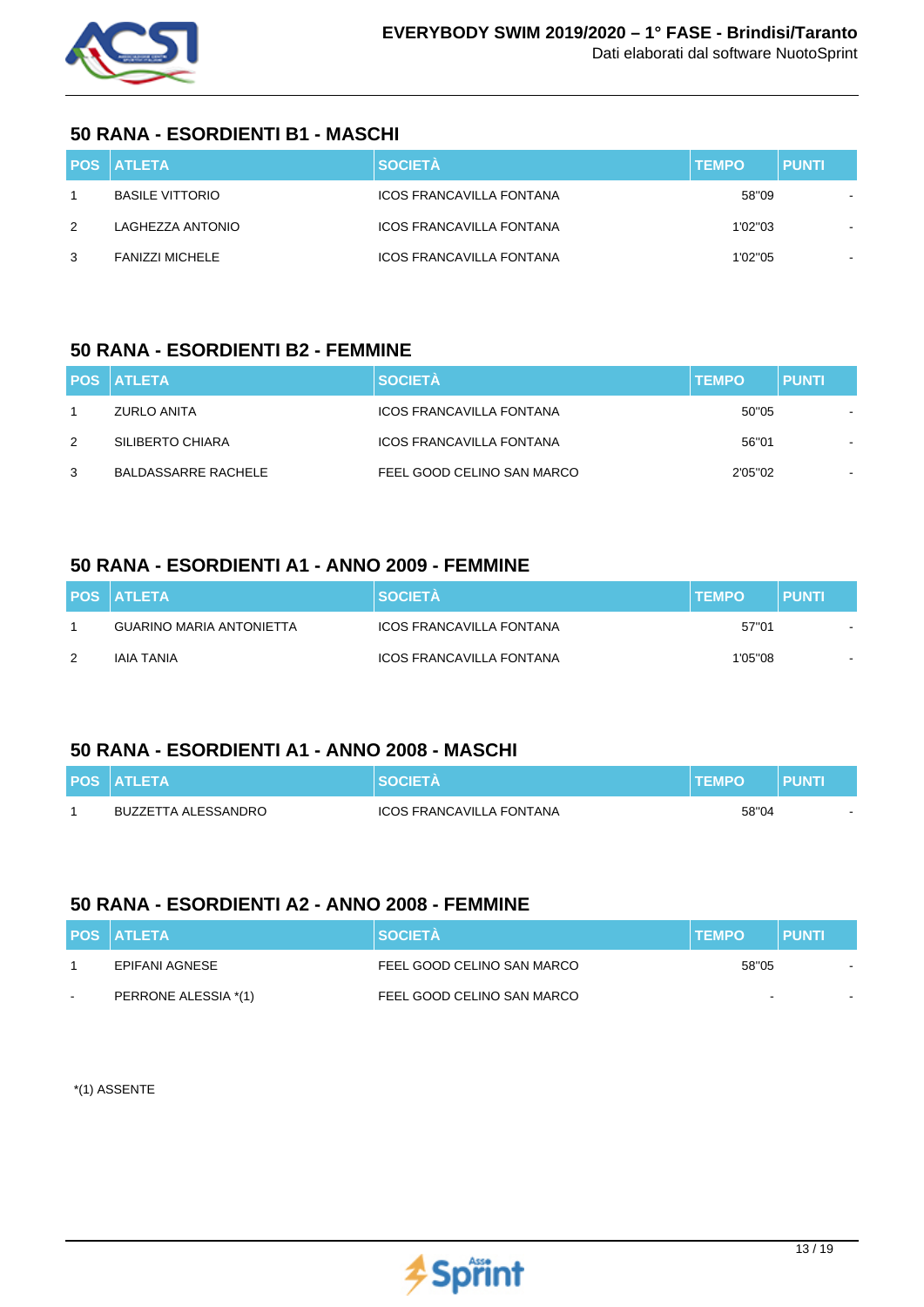## 50 RANA - ESORDIENTI B1 - MASCHI

| POS | ATLETA | SOCIETÀ | TEMPO | PUNTI |
|---|---|---|---|---|
| 1 | BASILE VITTORIO | ICOS FRANCAVILLA FONTANA | 58"09 | - |
| 2 | LAGHEZZA ANTONIO | ICOS FRANCAVILLA FONTANA | 1'02"03 | - |
| 3 | FANIZZI MICHELE | ICOS FRANCAVILLA FONTANA | 1'02"05 | - |

## 50 RANA - ESORDIENTI B2 - FEMMINE

| POS | ATLETA | SOCIETÀ | TEMPO | PUNTI |
|---|---|---|---|---|
| 1 | ZURLO ANITA | ICOS FRANCAVILLA FONTANA | 50"05 | - |
| 2 | SILIBERTO CHIARA | ICOS FRANCAVILLA FONTANA | 56"01 | - |
| 3 | BALDASSARRE RACHELE | FEEL GOOD CELINO SAN MARCO | 2'05"02 | - |

## 50 RANA - ESORDIENTI A1 - ANNO 2009 - FEMMINE

| POS | ATLETA | SOCIETÀ | TEMPO | PUNTI |
|---|---|---|---|---|
| 1 | GUARINO MARIA ANTONIETTA | ICOS FRANCAVILLA FONTANA | 57"01 | - |
| 2 | IAIA TANIA | ICOS FRANCAVILLA FONTANA | 1'05"08 | - |

## 50 RANA - ESORDIENTI A1 - ANNO 2008 - MASCHI

| POS | ATLETA | SOCIETÀ | TEMPO | PUNTI |
|---|---|---|---|---|
| 1 | BUZZETTA ALESSANDRO | ICOS FRANCAVILLA FONTANA | 58"04 | - |

## 50 RANA - ESORDIENTI A2 - ANNO 2008 - FEMMINE

| POS | ATLETA | SOCIETÀ | TEMPO | PUNTI |
|---|---|---|---|---|
| 1 | EPIFANI AGNESE | FEEL GOOD CELINO SAN MARCO | 58"05 | - |
| - | PERRONE ALESSIA *(1) | FEEL GOOD CELINO SAN MARCO | - | - |

*(1) ASSENTE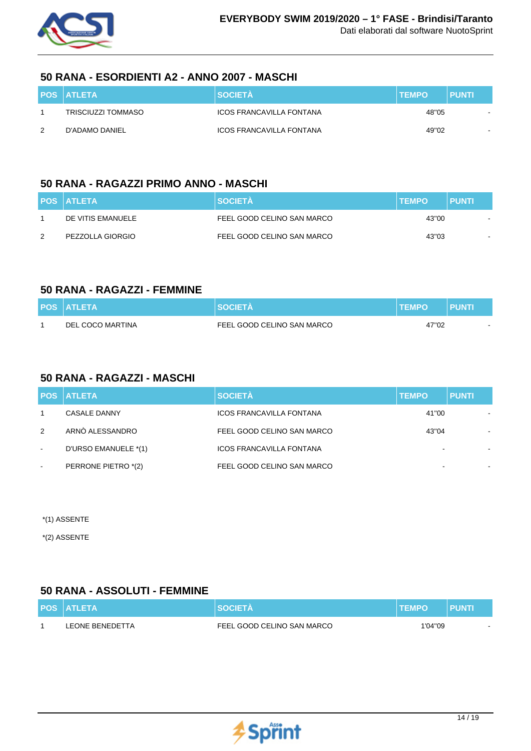## 50 RANA - ESORDIENTI A2 - ANNO 2007 - MASCHI

| POS | ATLETA | SOCIETÀ | TEMPO | PUNTI |
|---|---|---|---|---|
| 1 | TRISCIUZZI TOMMASO | ICOS FRANCAVILLA FONTANA | 48"05 | - |
| 2 | D'ADAMO DANIEL | ICOS FRANCAVILLA FONTANA | 49"02 | - |

## 50 RANA - RAGAZZI PRIMO ANNO - MASCHI

| POS | ATLETA | SOCIETÀ | TEMPO | PUNTI |
|---|---|---|---|---|
| 1 | DE VITIS EMANUELE | FEEL GOOD CELINO SAN MARCO | 43"00 | - |
| 2 | PEZZOLLA GIORGIO | FEEL GOOD CELINO SAN MARCO | 43"03 | - |

## 50 RANA - RAGAZZI - FEMMINE

| POS | ATLETA | SOCIETÀ | TEMPO | PUNTI |
|---|---|---|---|---|
| 1 | DEL COCO MARTINA | FEEL GOOD CELINO SAN MARCO | 47"02 | - |

## 50 RANA - RAGAZZI - MASCHI

| POS | ATLETA | SOCIETÀ | TEMPO | PUNTI |
|---|---|---|---|---|
| 1 | CASALE DANNY | ICOS FRANCAVILLA FONTANA | 41"00 | - |
| 2 | ARNÒ ALESSANDRO | FEEL GOOD CELINO SAN MARCO | 43"04 | - |
| - | D'URSO EMANUELE *(1) | ICOS FRANCAVILLA FONTANA | - | - |
| - | PERRONE PIETRO *(2) | FEEL GOOD CELINO SAN MARCO | - | - |

*(1) ASSENTE

*(2) ASSENTE

## 50 RANA - ASSOLUTI - FEMMINE

| POS | ATLETA | SOCIETÀ | TEMPO | PUNTI |
|---|---|---|---|---|
| 1 | LEONE BENEDETTA | FEEL GOOD CELINO SAN MARCO | 1'04"09 | - |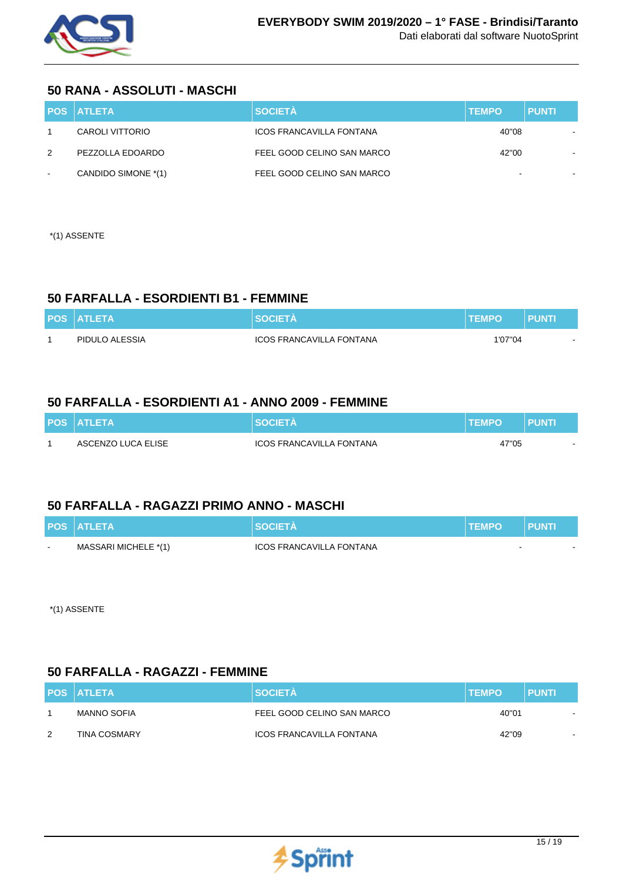## 50 RANA - ASSOLUTI - MASCHI

| POS | ATLETA | SOCIETÀ | TEMPO | PUNTI |
|---|---|---|---|---|
| 1 | CAROLI VITTORIO | ICOS FRANCAVILLA FONTANA | 40"08 | - |
| 2 | PEZZOLLA EDOARDO | FEEL GOOD CELINO SAN MARCO | 42"00 | - |
| - | CANDIDO SIMONE *(1) | FEEL GOOD CELINO SAN MARCO | - | - |

*(1) ASSENTE

## 50 FARFALLA - ESORDIENTI B1 - FEMMINE

| POS | ATLETA | SOCIETÀ | TEMPO | PUNTI |
|---|---|---|---|---|
| 1 | PIDULO ALESSIA | ICOS FRANCAVILLA FONTANA | 1'07"04 | - |

## 50 FARFALLA - ESORDIENTI A1 - ANNO 2009 - FEMMINE

| POS | ATLETA | SOCIETÀ | TEMPO | PUNTI |
|---|---|---|---|---|
| 1 | ASCENZO LUCA ELISE | ICOS FRANCAVILLA FONTANA | 47"05 | - |

## 50 FARFALLA - RAGAZZI PRIMO ANNO - MASCHI

| POS | ATLETA | SOCIETÀ | TEMPO | PUNTI |
|---|---|---|---|---|
| - | MASSARI MICHELE *(1) | ICOS FRANCAVILLA FONTANA | - | - |

*(1) ASSENTE

## 50 FARFALLA - RAGAZZI - FEMMINE

| POS | ATLETA | SOCIETÀ | TEMPO | PUNTI |
|---|---|---|---|---|
| 1 | MANNO SOFIA | FEEL GOOD CELINO SAN MARCO | 40"01 | - |
| 2 | TINA COSMARY | ICOS FRANCAVILLA FONTANA | 42"09 | - |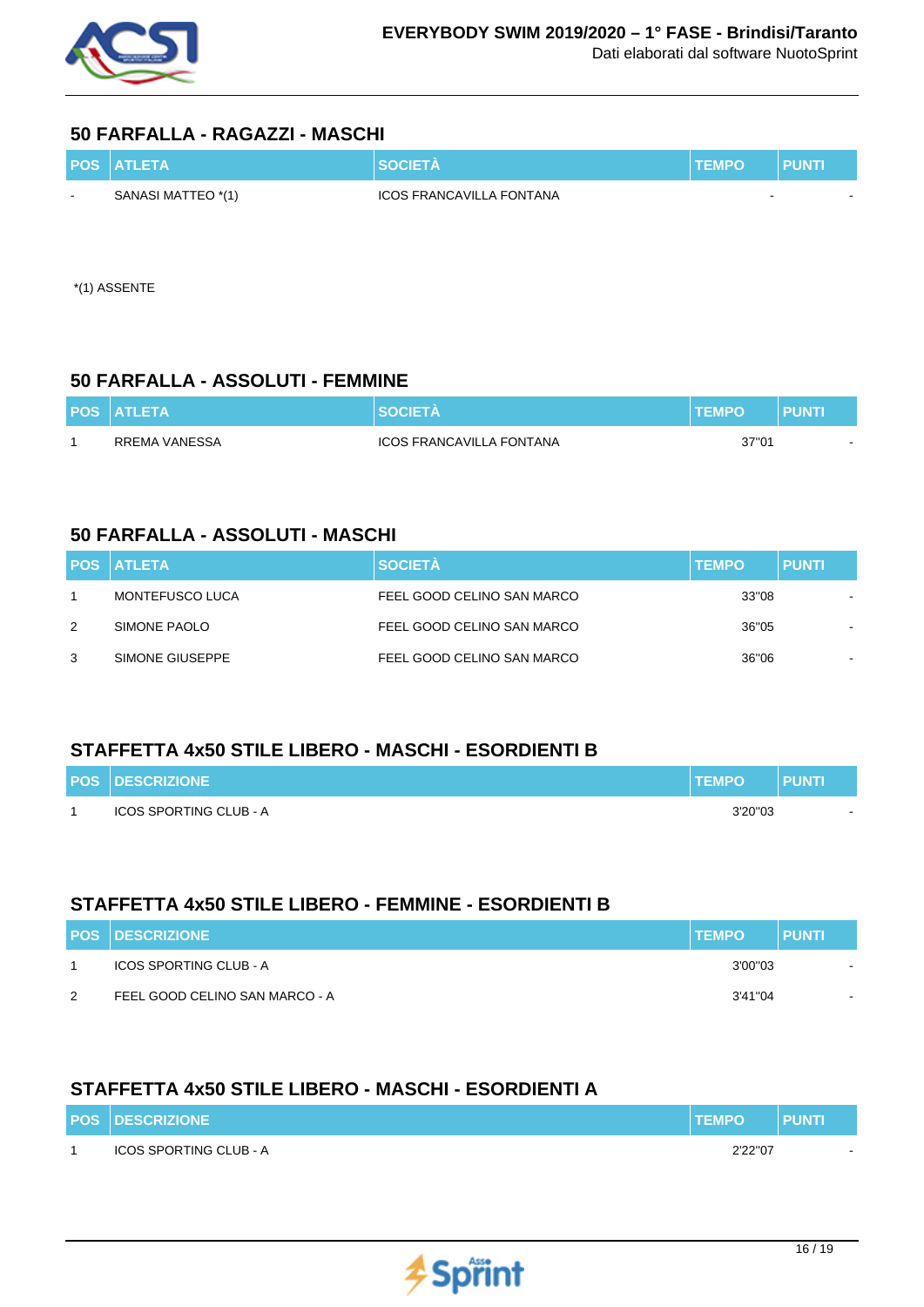## 50 FARFALLA - RAGAZZI - MASCHI

| POS | ATLETA | SOCIETÀ | TEMPO | PUNTI |
|---|---|---|---|---|
| - | SANASI MATTEO *(1) | ICOS FRANCAVILLA FONTANA | - | - |

*(1) ASSENTE

## 50 FARFALLA - ASSOLUTI - FEMMINE

| POS | ATLETA | SOCIETÀ | TEMPO | PUNTI |
|---|---|---|---|---|
| 1 | RREMA VANESSA | ICOS FRANCAVILLA FONTANA | 37"01 | - |

## 50 FARFALLA - ASSOLUTI - MASCHI

| POS | ATLETA | SOCIETÀ | TEMPO | PUNTI |
|---|---|---|---|---|
| 1 | MONTEFUSCO LUCA | FEEL GOOD CELINO SAN MARCO | 33"08 | - |
| 2 | SIMONE PAOLO | FEEL GOOD CELINO SAN MARCO | 36"05 | - |
| 3 | SIMONE GIUSEPPE | FEEL GOOD CELINO SAN MARCO | 36"06 | - |

## STAFFETTA 4x50 STILE LIBERO - MASCHI - ESORDIENTI B

| POS | DESCRIZIONE | TEMPO | PUNTI |
|---|---|---|---|
| 1 | ICOS SPORTING CLUB - A | 3'20"03 | - |

## STAFFETTA 4x50 STILE LIBERO - FEMMINE - ESORDIENTI B

| POS | DESCRIZIONE | TEMPO | PUNTI |
|---|---|---|---|
| 1 | ICOS SPORTING CLUB - A | 3'00"03 | - |
| 2 | FEEL GOOD CELINO SAN MARCO - A | 3'41"04 | - |

## STAFFETTA 4x50 STILE LIBERO - MASCHI - ESORDIENTI A

| POS | DESCRIZIONE | TEMPO | PUNTI |
|---|---|---|---|
| 1 | ICOS SPORTING CLUB - A | 2'22"07 | - |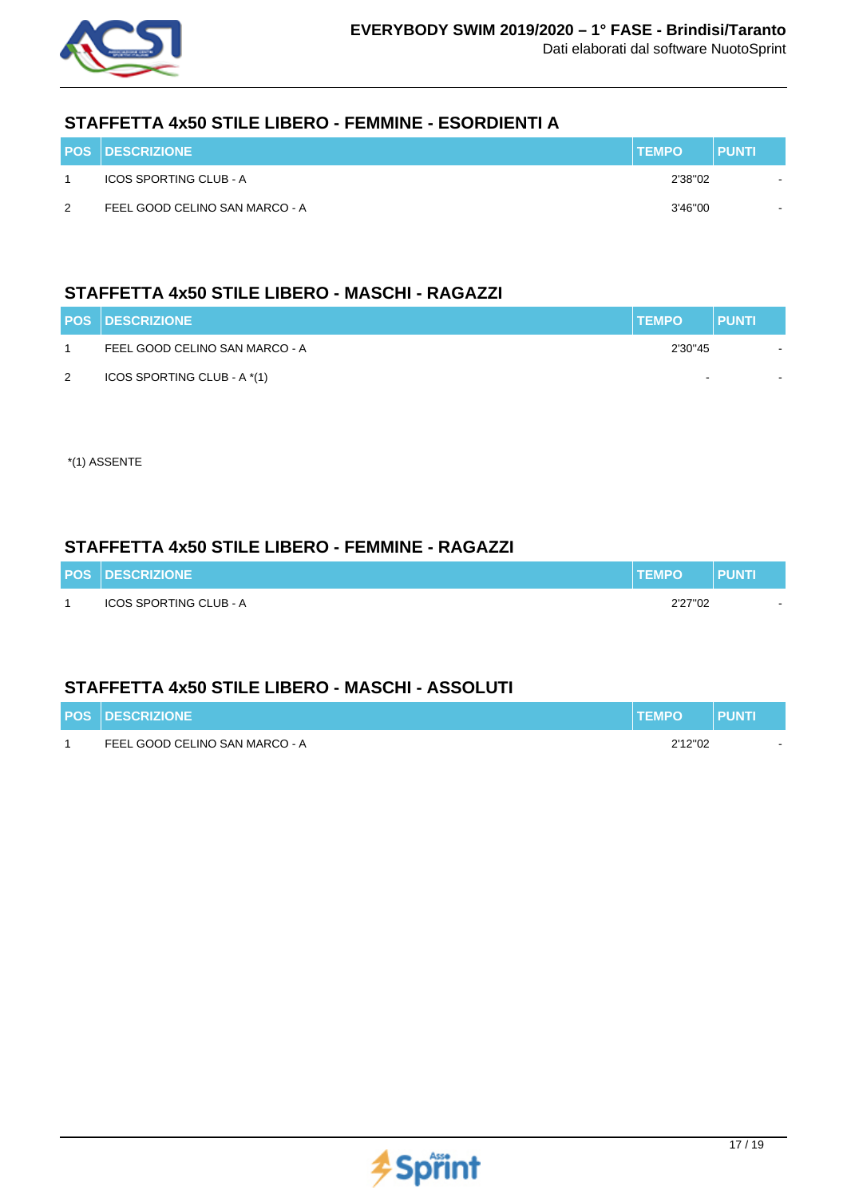## STAFFETTA 4x50 STILE LIBERO - FEMMINE - ESORDIENTI A

| POS | DESCRIZIONE | TEMPO | PUNTI |
|---|---|---|---|
| 1 | ICOS SPORTING CLUB - A | 2'38"02 | - |
| 2 | FEEL GOOD CELINO SAN MARCO - A | 3'46"00 | - |

## STAFFETTA 4x50 STILE LIBERO - MASCHI - RAGAZZI

| POS | DESCRIZIONE | TEMPO | PUNTI |
|---|---|---|---|
| 1 | FEEL GOOD CELINO SAN MARCO - A | 2'30"45 | - |
| 2 | ICOS SPORTING CLUB - A *(1) | - | - |

*(1) ASSENTE

## STAFFETTA 4x50 STILE LIBERO - FEMMINE - RAGAZZI

| POS | DESCRIZIONE | TEMPO | PUNTI |
|---|---|---|---|
| 1 | ICOS SPORTING CLUB - A | 2'27"02 | - |

## STAFFETTA 4x50 STILE LIBERO - MASCHI - ASSOLUTI

| POS | DESCRIZIONE | TEMPO | PUNTI |
|---|---|---|---|
| 1 | FEEL GOOD CELINO SAN MARCO - A | 2'12"02 | - |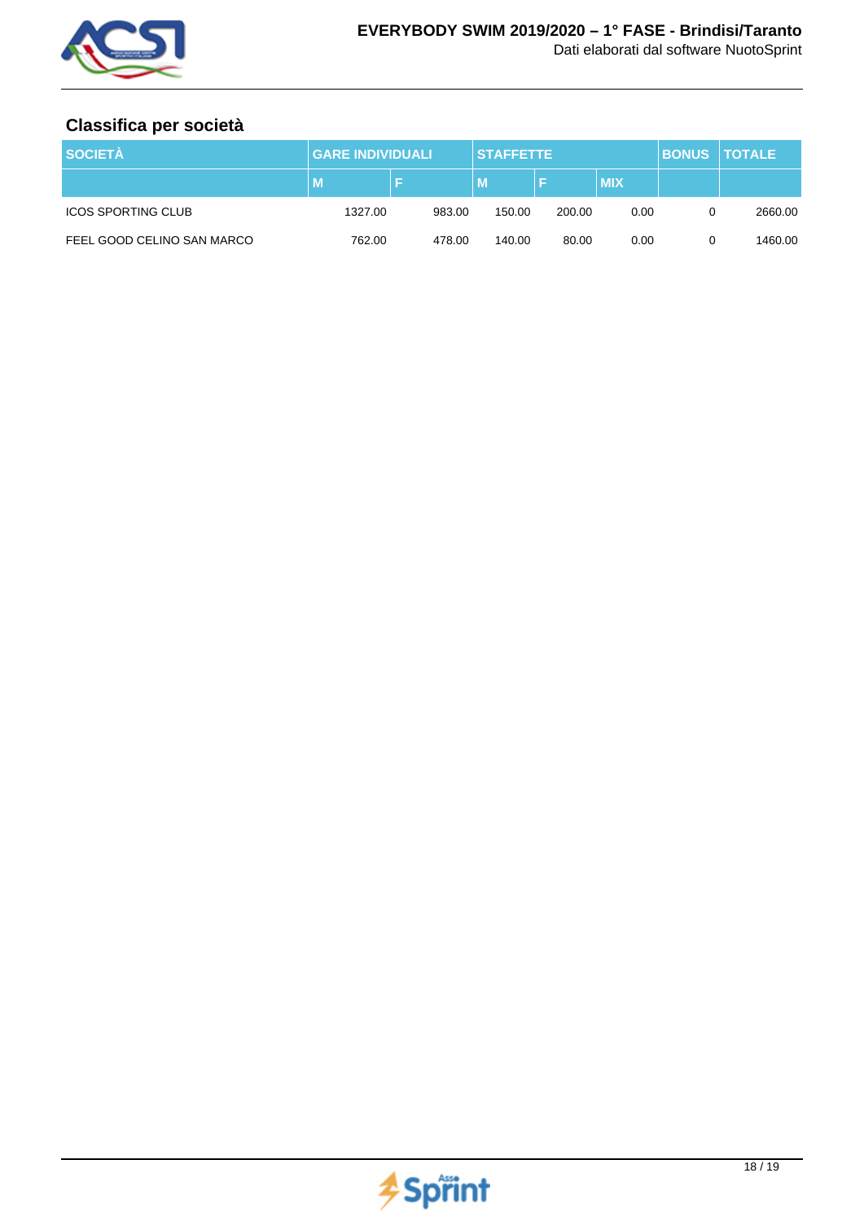## Classifica per società

| SOCIETÀ | GARE INDIVIDUALI | | STAFFETTE | | | BONUS | TOTALE |
|---|---|---|---|---|---|---|---|
| | M | F | M | F | MIX | | |
| ICOS SPORTING CLUB | 1327.00 | 983.00 | 150.00 | 200.00 | 0.00 | 0 | 2660.00 |
| FEEL GOOD CELINO SAN MARCO | 762.00 | 478.00 | 140.00 | 80.00 | 0.00 | 0 | 1460.00 |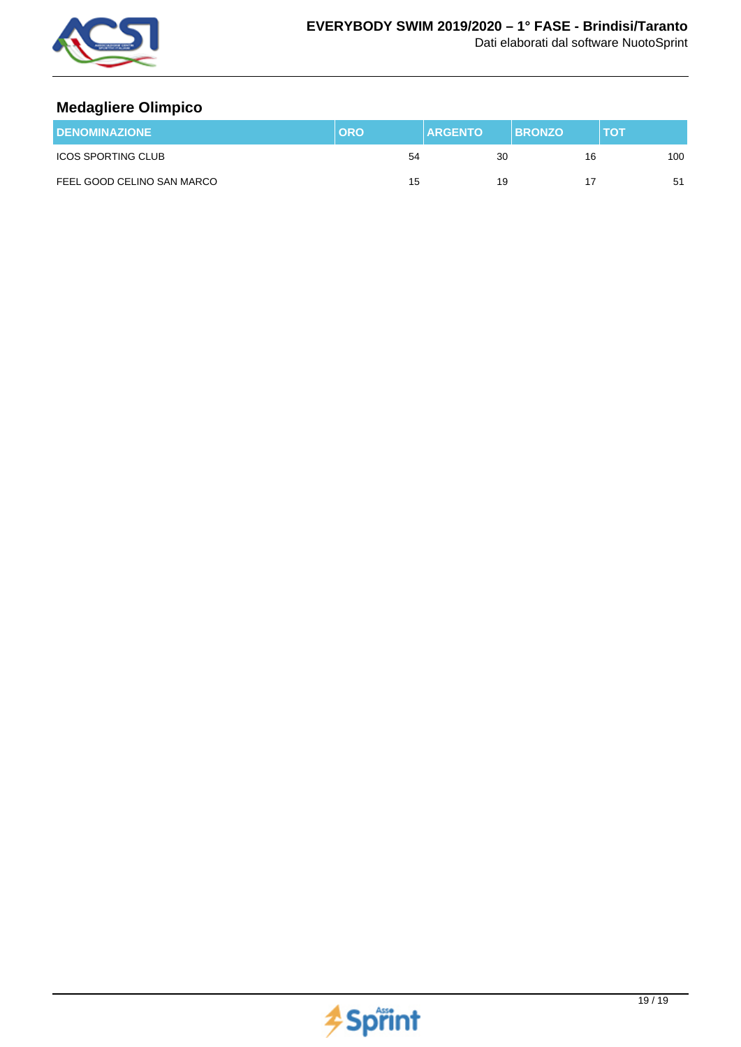## Medagliere Olimpico

| DENOMINAZIONE | ORO | ARGENTO | BRONZO | TOT |
| --- | --- | --- | --- | --- |
| ICOS SPORTING CLUB | 54 | 30 | 16 | 100 |
| FEEL GOOD CELINO SAN MARCO | 15 | 19 | 17 | 51 |